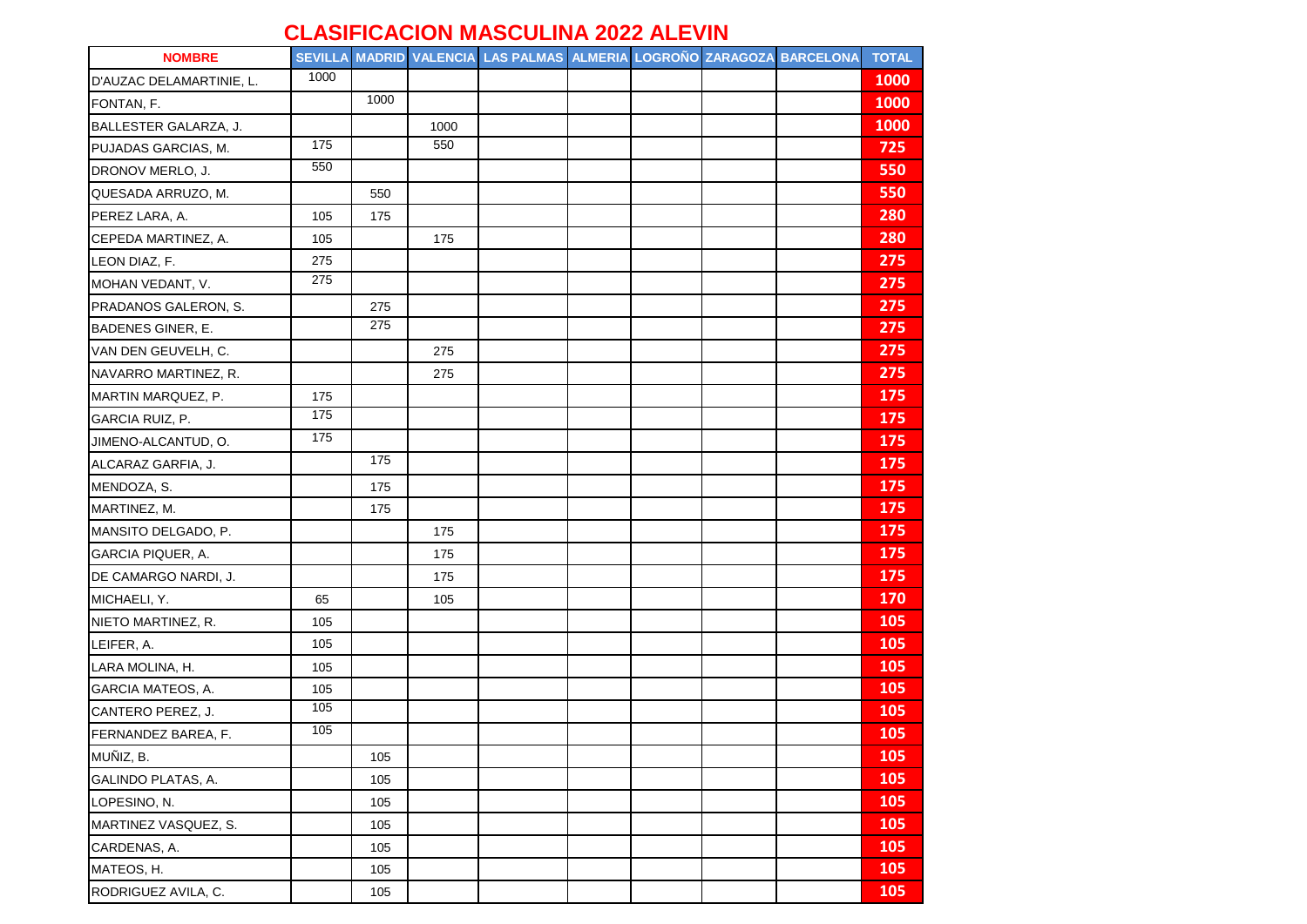# CLASIFICACION MASCULINA 2022 ALEVIN

| NOMBRE | SEVILLA | MADRID | VALENCIA | LAS PALMAS | ALMERIA | LOGROÑO | ZARAGOZA | BARCELONA | TOTAL |
|---|---|---|---|---|---|---|---|---|---|
| D'AUZAC DELAMARTINIE, L. | 1000 | | | | | | | | 1000 |
| FONTAN, F. | | 1000 | | | | | | | 1000 |
| BALLESTER GALARZA, J. | | | 1000 | | | | | | 1000 |
| PUJADAS GARCIAS, M. | 175 | | 550 | | | | | | 725 |
| DRONOV MERLO, J. | 550 | | | | | | | | 550 |
| QUESADA ARRUZO, M. | | 550 | | | | | | | 550 |
| PEREZ LARA, A. | 105 | 175 | | | | | | | 280 |
| CEPEDA MARTINEZ, A. | 105 | | 175 | | | | | | 280 |
| LEON DIAZ, F. | 275 | | | | | | | | 275 |
| MOHAN VEDANT, V. | 275 | | | | | | | | 275 |
| PRADANOS GALERON, S. | | 275 | | | | | | | 275 |
| BADENES GINER, E. | | 275 | | | | | | | 275 |
| VAN DEN GEUVELH, C. | | | 275 | | | | | | 275 |
| NAVARRO MARTINEZ, R. | | | 275 | | | | | | 275 |
| MARTIN MARQUEZ, P. | 175 | | | | | | | | 175 |
| GARCIA RUIZ, P. | 175 | | | | | | | | 175 |
| JIMENO-ALCANTUD, O. | 175 | | | | | | | | 175 |
| ALCARAZ GARFIA, J. | | 175 | | | | | | | 175 |
| MENDOZA, S. | | 175 | | | | | | | 175 |
| MARTINEZ, M. | | 175 | | | | | | | 175 |
| MANSITO DELGADO, P. | | | 175 | | | | | | 175 |
| GARCIA PIQUER, A. | | | 175 | | | | | | 175 |
| DE CAMARGO NARDI, J. | | | 175 | | | | | | 175 |
| MICHAELI, Y. | 65 | | 105 | | | | | | 170 |
| NIETO MARTINEZ, R. | 105 | | | | | | | | 105 |
| LEIFER, A. | 105 | | | | | | | | 105 |
| LARA MOLINA, H. | 105 | | | | | | | | 105 |
| GARCIA MATEOS, A. | 105 | | | | | | | | 105 |
| CANTERO PEREZ, J. | 105 | | | | | | | | 105 |
| FERNANDEZ BAREA, F. | 105 | | | | | | | | 105 |
| MUÑIZ, B. | | 105 | | | | | | | 105 |
| GALINDO PLATAS, A. | | 105 | | | | | | | 105 |
| LOPESINO, N. | | 105 | | | | | | | 105 |
| MARTINEZ VASQUEZ, S. | | 105 | | | | | | | 105 |
| CARDENAS, A. | | 105 | | | | | | | 105 |
| MATEOS, H. | | 105 | | | | | | | 105 |
| RODRIGUEZ AVILA, C. | | 105 | | | | | | | 105 |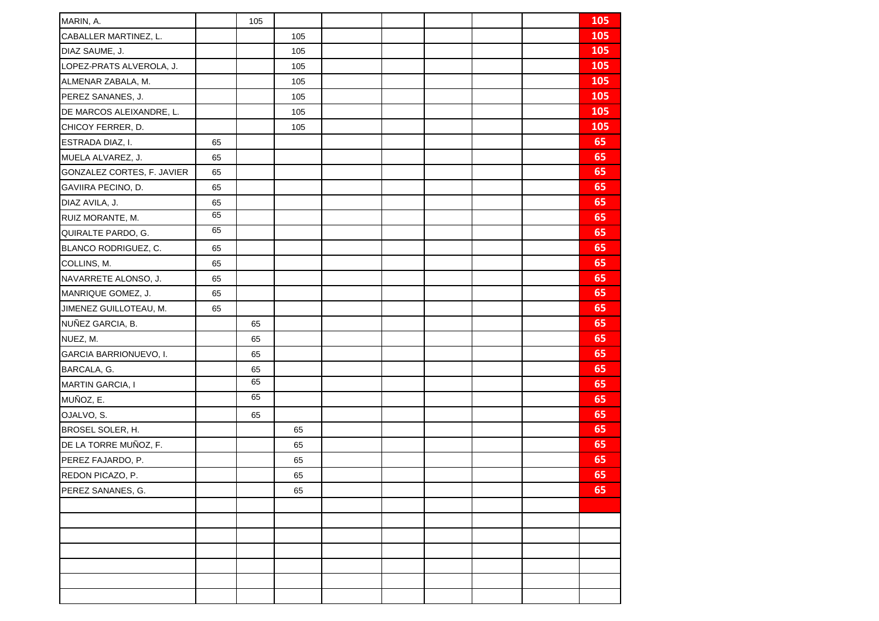| | | | | | | | | | |
|---|---|---|---|---|---|---|---|---|---|
| MARIN, A. | | 105 | | | | | | | 105 |
| CABALLER MARTINEZ, L. | | | 105 | | | | | | 105 |
| DIAZ SAUME, J. | | | 105 | | | | | | 105 |
| LOPEZ-PRATS ALVEROLA, J. | | | 105 | | | | | | 105 |
| ALMENAR ZABALA, M. | | | 105 | | | | | | 105 |
| PEREZ SANANES, J. | | | 105 | | | | | | 105 |
| DE MARCOS ALEIXANDRE, L. | | | 105 | | | | | | 105 |
| CHICOY FERRER, D. | | | 105 | | | | | | 105 |
| ESTRADA DIAZ, I. | 65 | | | | | | | | 65 |
| MUELA ALVAREZ, J. | 65 | | | | | | | | 65 |
| GONZALEZ CORTES, F. JAVIER | 65 | | | | | | | | 65 |
| GAVIIRA PECINO, D. | 65 | | | | | | | | 65 |
| DIAZ AVILA, J. | 65 | | | | | | | | 65 |
| RUIZ MORANTE, M. | 65 | | | | | | | | 65 |
| QUIRALTE PARDO, G. | 65 | | | | | | | | 65 |
| BLANCO RODRIGUEZ, C. | 65 | | | | | | | | 65 |
| COLLINS, M. | 65 | | | | | | | | 65 |
| NAVARRETE ALONSO, J. | 65 | | | | | | | | 65 |
| MANRIQUE GOMEZ, J. | 65 | | | | | | | | 65 |
| JIMENEZ GUILLOTEAU, M. | 65 | | | | | | | | 65 |
| NUÑEZ GARCIA, B. | | 65 | | | | | | | 65 |
| NUEZ, M. | | 65 | | | | | | | 65 |
| GARCIA BARRIONUEVO, I. | | 65 | | | | | | | 65 |
| BARCALA, G. | | 65 | | | | | | | 65 |
| MARTIN GARCIA, I | | 65 | | | | | | | 65 |
| MUÑOZ, E. | | 65 | | | | | | | 65 |
| OJALVO, S. | | 65 | | | | | | | 65 |
| BROSEL SOLER, H. | | | 65 | | | | | | 65 |
| DE LA TORRE MUÑOZ, F. | | | 65 | | | | | | 65 |
| PEREZ FAJARDO, P. | | | 65 | | | | | | 65 |
| REDON PICAZO, P. | | | 65 | | | | | | 65 |
| PEREZ SANANES, G. | | | 65 | | | | | | 65 |
| | | | | | | | | | |
| | | | | | | | | | |
| | | | | | | | | | |
| | | | | | | | | | |
| | | | | | | | | | |
| | | | | | | | | | |
| | | | | | | | | | |